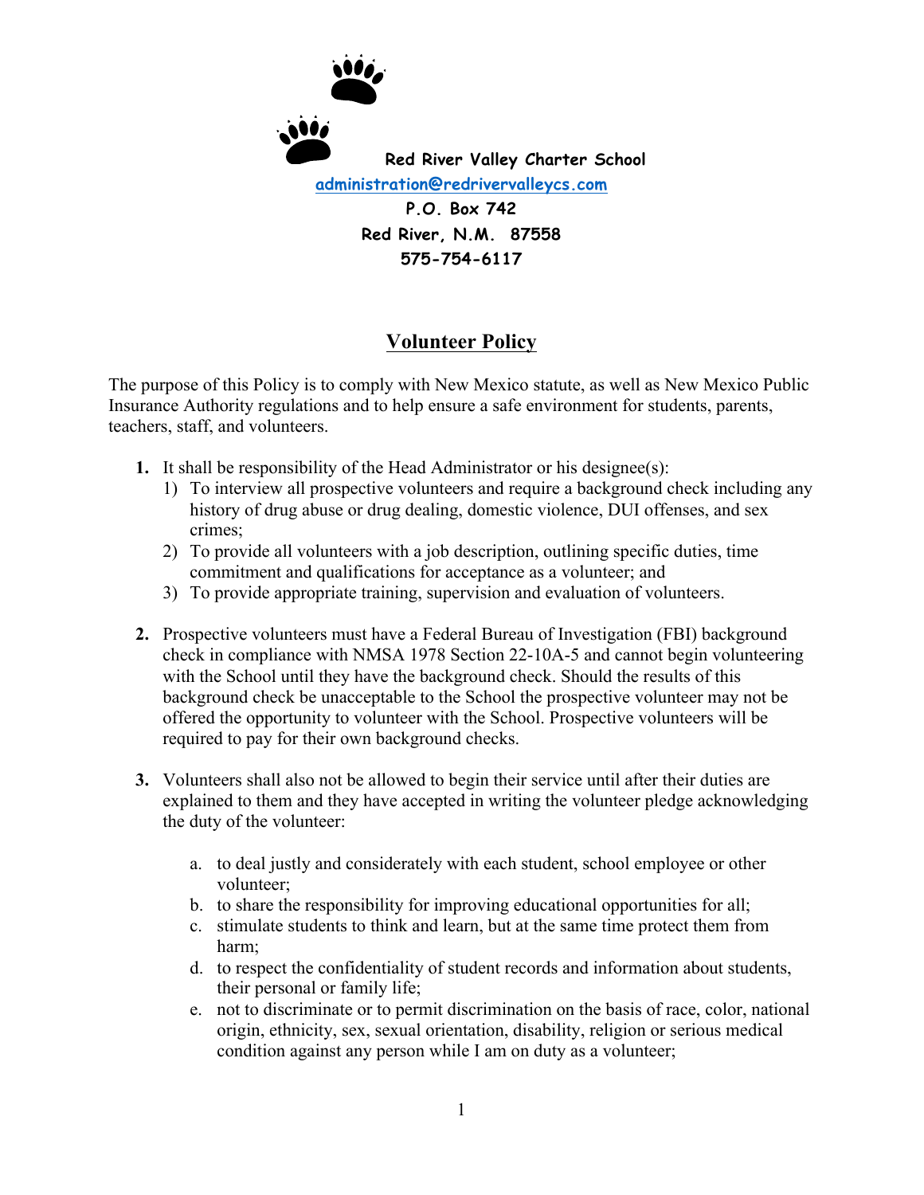**Red River Valley Charter School**

**administration@redrivervalleycs.com**

**P.O. Box 742**

**Red River, N.M. 87558**

**575-754-6117**

# Volunteer Policy

The purpose of this Policy is to comply with New Mexico statute, as well as New Mexico Public Insurance Authority regulations and to help ensure a safe environment for students, parents, teachers, staff, and volunteers.

**1.** It shall be responsibility of the Head Administrator or his designee(s):
   1) To interview all prospective volunteers and require a background check including any history of drug abuse or drug dealing, domestic violence, DUI offenses, and sex crimes;
   2) To provide all volunteers with a job description, outlining specific duties, time commitment and qualifications for acceptance as a volunteer; and
   3) To provide appropriate training, supervision and evaluation of volunteers.

**2.** Prospective volunteers must have a Federal Bureau of Investigation (FBI) background check in compliance with NMSA 1978 Section 22-10A-5 and cannot begin volunteering with the School until they have the background check. Should the results of this background check be unacceptable to the School the prospective volunteer may not be offered the opportunity to volunteer with the School. Prospective volunteers will be required to pay for their own background checks.

**3.** Volunteers shall also not be allowed to begin their service until after their duties are explained to them and they have accepted in writing the volunteer pledge acknowledging the duty of the volunteer:

   a. to deal justly and considerately with each student, school employee or other volunteer;
   b. to share the responsibility for improving educational opportunities for all;
   c. stimulate students to think and learn, but at the same time protect them from harm;
   d. to respect the confidentiality of student records and information about students, their personal or family life;
   e. not to discriminate or to permit discrimination on the basis of race, color, national origin, ethnicity, sex, sexual orientation, disability, religion or serious medical condition against any person while I am on duty as a volunteer;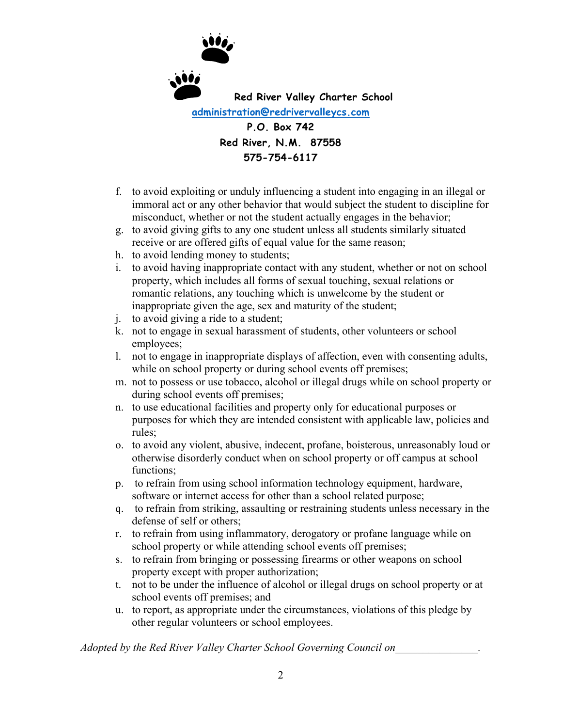**Red River Valley Charter School**

**administration@redrivervalleycs.com**

**P.O. Box 742**

**Red River, N.M. 87558**

**575-754-6117**

f. to avoid exploiting or unduly influencing a student into engaging in an illegal or immoral act or any other behavior that would subject the student to discipline for misconduct, whether or not the student actually engages in the behavior;
g. to avoid giving gifts to any one student unless all students similarly situated receive or are offered gifts of equal value for the same reason;
h. to avoid lending money to students;
i. to avoid having inappropriate contact with any student, whether or not on school property, which includes all forms of sexual touching, sexual relations or romantic relations, any touching which is unwelcome by the student or inappropriate given the age, sex and maturity of the student;
j. to avoid giving a ride to a student;
k. not to engage in sexual harassment of students, other volunteers or school employees;
l. not to engage in inappropriate displays of affection, even with consenting adults, while on school property or during school events off premises;
m. not to possess or use tobacco, alcohol or illegal drugs while on school property or during school events off premises;
n. to use educational facilities and property only for educational purposes or purposes for which they are intended consistent with applicable law, policies and rules;
o. to avoid any violent, abusive, indecent, profane, boisterous, unreasonably loud or otherwise disorderly conduct when on school property or off campus at school functions;
p. to refrain from using school information technology equipment, hardware, software or internet access for other than a school related purpose;
q. to refrain from striking, assaulting or restraining students unless necessary in the defense of self or others;
r. to refrain from using inflammatory, derogatory or profane language while on school property or while attending school events off premises;
s. to refrain from bringing or possessing firearms or other weapons on school property except with proper authorization;
t. not to be under the influence of alcohol or illegal drugs on school property or at school events off premises; and
u. to report, as appropriate under the circumstances, violations of this pledge by other regular volunteers or school employees.

*Adopted by the Red River Valley Charter School Governing Council on_______________.*